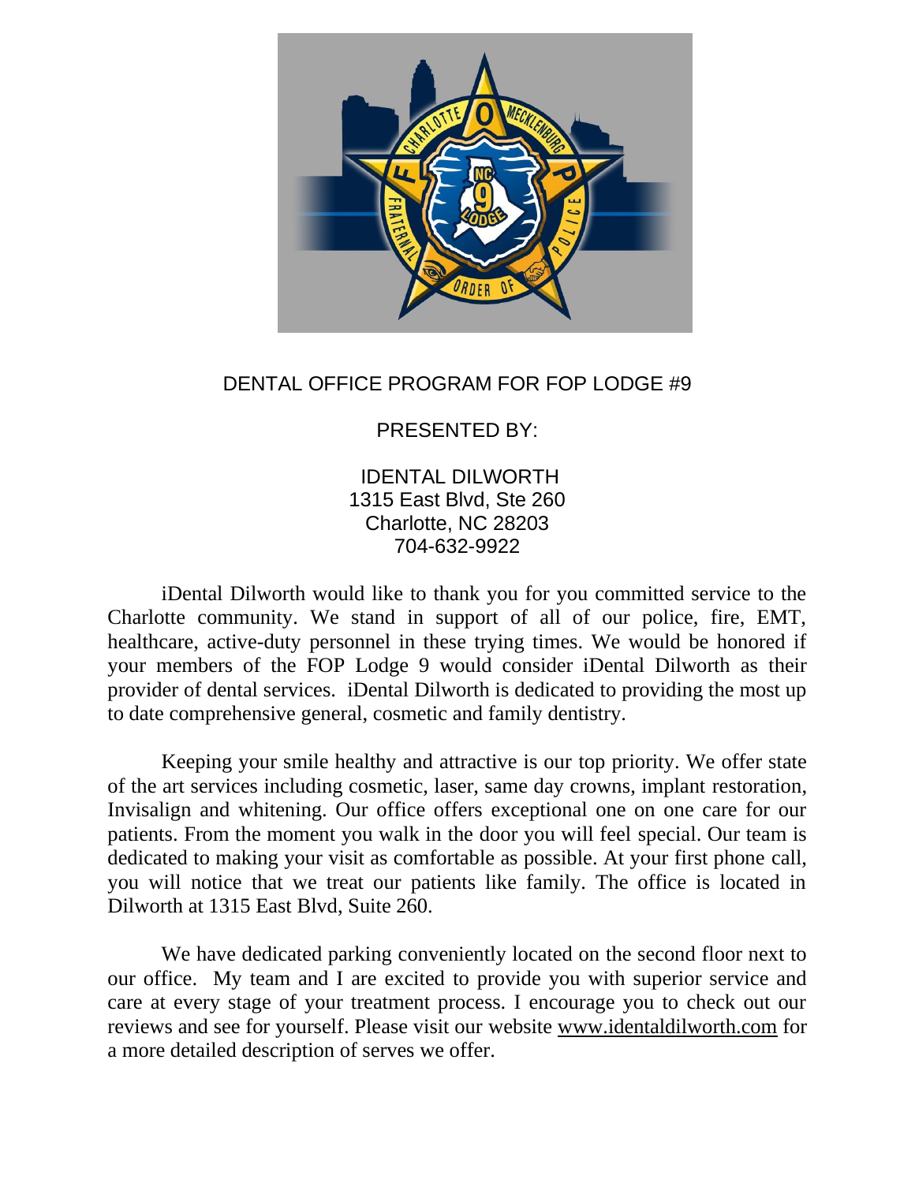DENTAL OFFICE PROGRAM FOR FOP LODGE #9

PRESENTED BY:

IDENTAL DILWORTH
1315 East Blvd, Ste 260
Charlotte, NC 28203
704-632-9922

iDental Dilworth would like to thank you for you committed service to the Charlotte community. We stand in support of all of our police, fire, EMT, healthcare, active-duty personnel in these trying times. We would be honored if your members of the FOP Lodge 9 would consider iDental Dilworth as their provider of dental services. iDental Dilworth is dedicated to providing the most up to date comprehensive general, cosmetic and family dentistry.

Keeping your smile healthy and attractive is our top priority. We offer state of the art services including cosmetic, laser, same day crowns, implant restoration, Invisalign and whitening. Our office offers exceptional one on one care for our patients. From the moment you walk in the door you will feel special. Our team is dedicated to making your visit as comfortable as possible. At your first phone call, you will notice that we treat our patients like family. The office is located in Dilworth at 1315 East Blvd, Suite 260.

We have dedicated parking conveniently located on the second floor next to our office. My team and I are excited to provide you with superior service and care at every stage of your treatment process. I encourage you to check out our reviews and see for yourself. Please visit our website www.identaldilworth.com for a more detailed description of serves we offer.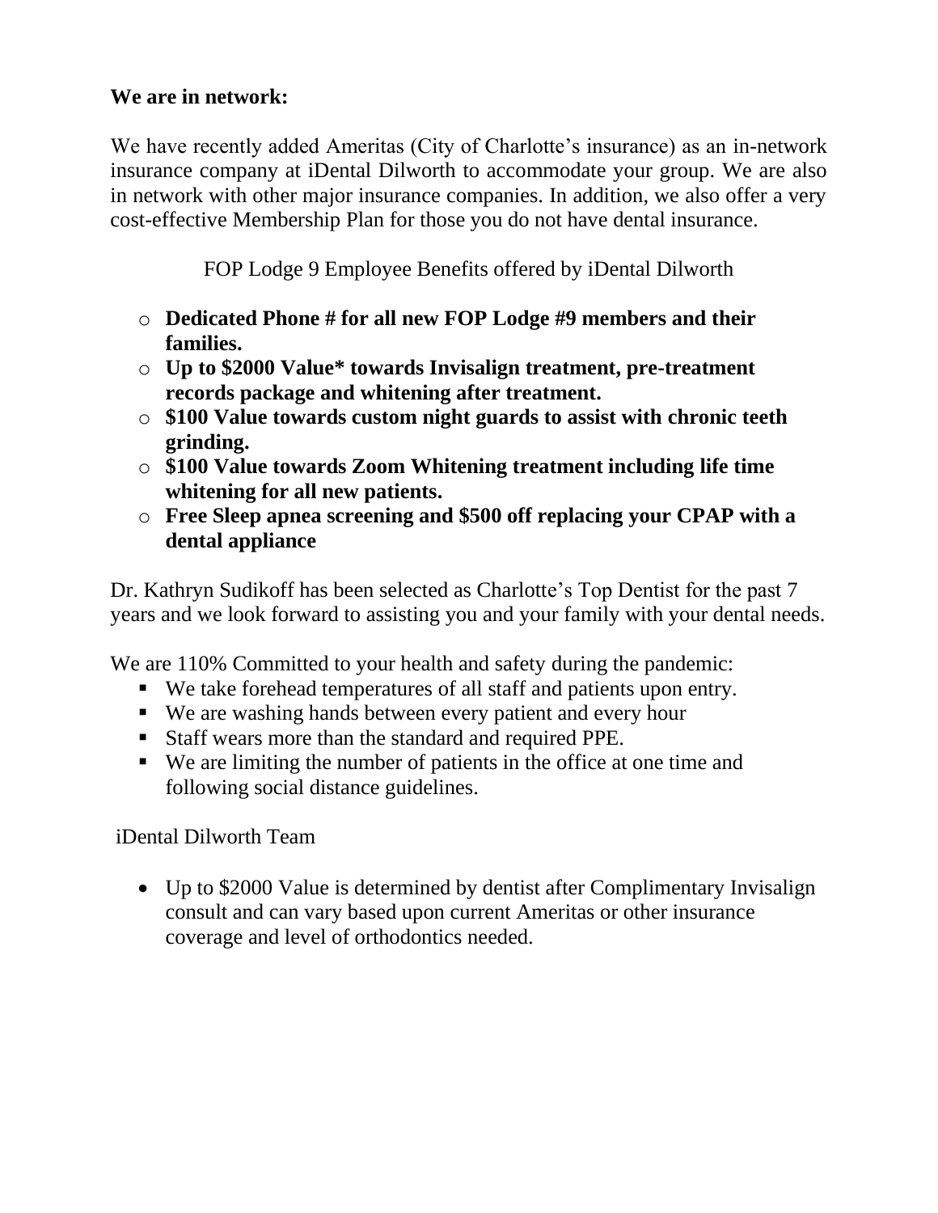**We are in network:**

We have recently added Ameritas (City of Charlotte's insurance) as an in-network insurance company at iDental Dilworth to accommodate your group. We are also in network with other major insurance companies. In addition, we also offer a very cost-effective Membership Plan for those you do not have dental insurance.

FOP Lodge 9 Employee Benefits offered by iDental Dilworth

- **Dedicated Phone # for all new FOP Lodge #9 members and their families.**
- **Up to $2000 Value* towards Invisalign treatment, pre-treatment records package and whitening after treatment.**
- **$100 Value towards custom night guards to assist with chronic teeth grinding.**
- **$100 Value towards Zoom Whitening treatment including life time whitening for all new patients.**
- **Free Sleep apnea screening and $500 off replacing your CPAP with a dental appliance**

Dr. Kathryn Sudikoff has been selected as Charlotte's Top Dentist for the past 7 years and we look forward to assisting you and your family with your dental needs.

We are 110% Committed to your health and safety during the pandemic:

- We take forehead temperatures of all staff and patients upon entry.
- We are washing hands between every patient and every hour
- Staff wears more than the standard and required PPE.
- We are limiting the number of patients in the office at one time and following social distance guidelines.

iDental Dilworth Team

- Up to $2000 Value is determined by dentist after Complimentary Invisalign consult and can vary based upon current Ameritas or other insurance coverage and level of orthodontics needed.